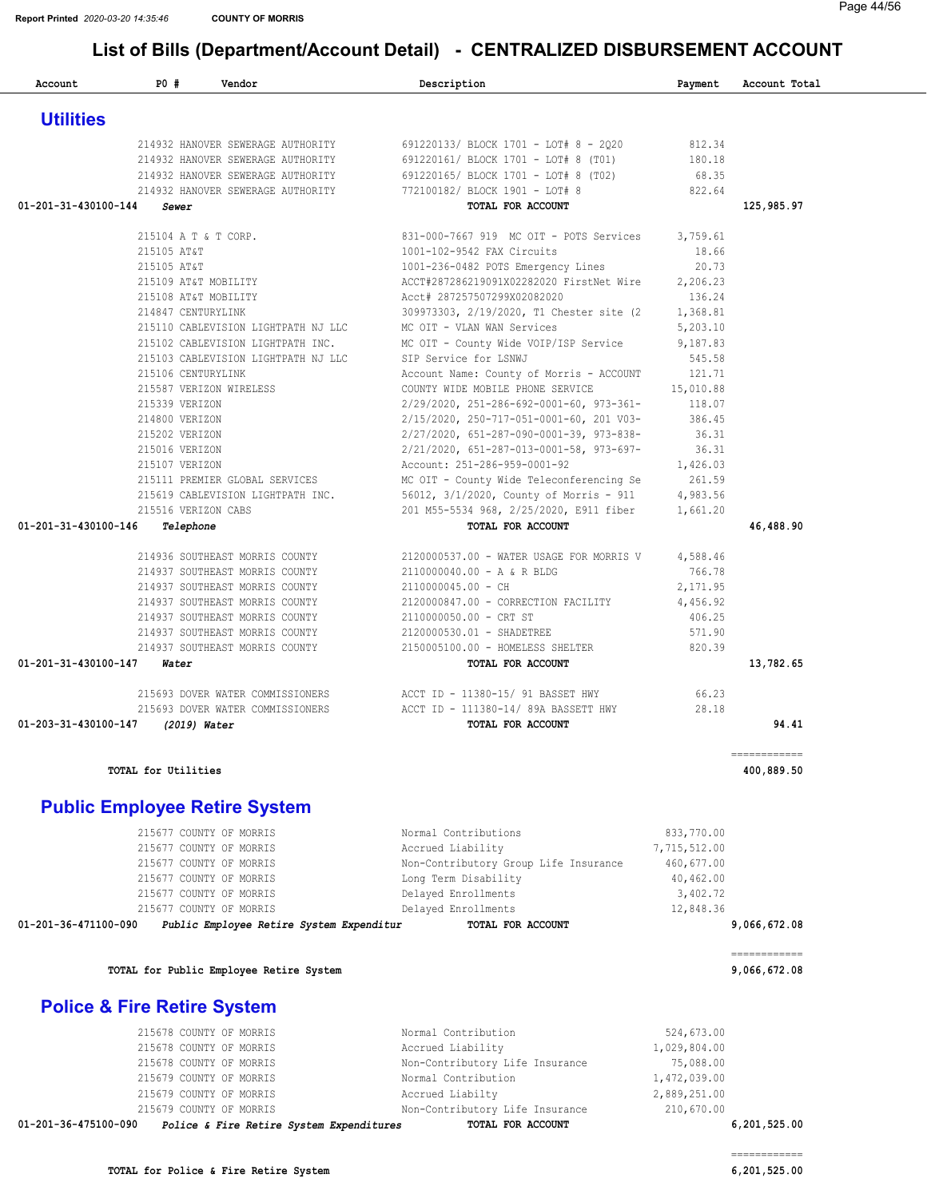Report Printed 2020-03-20 14:35:46 COUNTY OF MORRIS

# List of Bills (Department/Account Detail) - CENTRALIZED DISBURSEMENT ACCOUNT

## Utilities

| Account | PO # | Vendor | Description | Payment | Account Total |
|---|---|---|---|---|---|
| | 214932 | HANOVER SEWERAGE AUTHORITY | 691220133/ BLOCK 1701 - LOT# 8 - 2Q20 | 812.34 | |
| | 214932 | HANOVER SEWERAGE AUTHORITY | 691220161/ BLOCK 1701 - LOT# 8 (T01) | 180.18 | |
| | 214932 | HANOVER SEWERAGE AUTHORITY | 691220165/ BLOCK 1701 - LOT# 8 (T02) | 68.35 | |
| | 214932 | HANOVER SEWERAGE AUTHORITY | 772100182/ BLOCK 1901 - LOT# 8 | 822.64 | |
| 01-201-31-430100-144 | | *Sewer* | **TOTAL FOR ACCOUNT** | | 125,985.97 |
| | 215104 | A T & T CORP. | 831-000-7667 919 MC OIT - POTS Services | 3,759.61 | |
| | 215105 | AT&T | 1001-102-9542 FAX Circuits | 18.66 | |
| | 215105 | AT&T | 1001-236-0482 POTS Emergency Lines | 20.73 | |
| | 215109 | AT&T MOBILITY | ACCT#287286219091X02282020 FirstNet Wire | 2,206.23 | |
| | 215108 | AT&T MOBILITY | Acct# 287257507299X02082020 | 136.24 | |
| | 214847 | CENTURYLINK | 309973303, 2/19/2020, T1 Chester site (2 | 1,368.81 | |
| | 215110 | CABLEVISION LIGHTPATH NJ LLC | MC OIT - VLAN WAN Services | 5,203.10 | |
| | 215102 | CABLEVISION LIGHTPATH INC. | MC OIT - County Wide VOIP/ISP Service | 9,187.83 | |
| | 215103 | CABLEVISION LIGHTPATH NJ LLC | SIP Service for LSNWJ | 545.58 | |
| | 215106 | CENTURYLINK | Account Name: County of Morris - ACCOUNT | 121.71 | |
| | 215587 | VERIZON WIRELESS | COUNTY WIDE MOBILE PHONE SERVICE | 15,010.88 | |
| | 215339 | VERIZON | 2/29/2020, 251-286-692-0001-60, 973-361- | 118.07 | |
| | 214800 | VERIZON | 2/15/2020, 250-717-051-0001-60, 201 V03- | 386.45 | |
| | 215202 | VERIZON | 2/27/2020, 651-287-090-0001-39, 973-838- | 36.31 | |
| | 215016 | VERIZON | 2/21/2020, 651-287-013-0001-58, 973-697- | 36.31 | |
| | 215107 | VERIZON | Account: 251-286-959-0001-92 | 1,426.03 | |
| | 215111 | PREMIER GLOBAL SERVICES | MC OIT - County Wide Teleconferencing Se | 261.59 | |
| | 215619 | CABLEVISION LIGHTPATH INC. | 56012, 3/1/2020, County of Morris - 911 | 4,983.56 | |
| | 215516 | VERIZON CABS | 201 M55-5534 968, 2/25/2020, E911 fiber | 1,661.20 | |
| 01-201-31-430100-146 | | *Telephone* | **TOTAL FOR ACCOUNT** | | 46,488.90 |
| | 214936 | SOUTHEAST MORRIS COUNTY | 2120000537.00 - WATER USAGE FOR MORRIS V | 4,588.46 | |
| | 214937 | SOUTHEAST MORRIS COUNTY | 2110000040.00 - A & R BLDG | 766.78 | |
| | 214937 | SOUTHEAST MORRIS COUNTY | 2110000045.00 - CH | 2,171.95 | |
| | 214937 | SOUTHEAST MORRIS COUNTY | 2120000847.00 - CORRECTION FACILITY | 4,456.92 | |
| | 214937 | SOUTHEAST MORRIS COUNTY | 2110000050.00 - CRT ST | 406.25 | |
| | 214937 | SOUTHEAST MORRIS COUNTY | 2120000530.01 - SHADETREE | 571.90 | |
| | 214937 | SOUTHEAST MORRIS COUNTY | 2150005100.00 - HOMELESS SHELTER | 820.39 | |
| 01-201-31-430100-147 | | *Water* | **TOTAL FOR ACCOUNT** | | 13,782.65 |
| | 215693 | DOVER WATER COMMISSIONERS | ACCT ID - 11380-15/ 91 BASSET HWY | 66.23 | |
| | 215693 | DOVER WATER COMMISSIONERS | ACCT ID - 111380-14/ 89A BASSETT HWY | 28.18 | |
| 01-203-31-430100-147 | | *(2019) Water* | **TOTAL FOR ACCOUNT** | | 94.41 |
| | | **TOTAL for Utilities** | | | 400,889.50 |

## Public Employee Retire System

| Account | PO # | Vendor | Description | Payment | Account Total |
|---|---|---|---|---|---|
| | 215677 | COUNTY OF MORRIS | Normal Contributions | 833,770.00 | |
| | 215677 | COUNTY OF MORRIS | Accrued Liability | 7,715,512.00 | |
| | 215677 | COUNTY OF MORRIS | Non-Contributory Group Life Insurance | 460,677.00 | |
| | 215677 | COUNTY OF MORRIS | Long Term Disability | 40,462.00 | |
| | 215677 | COUNTY OF MORRIS | Delayed Enrollments | 3,402.72 | |
| | 215677 | COUNTY OF MORRIS | Delayed Enrollments | 12,848.36 | |
| 01-201-36-471100-090 | | *Public Employee Retire System Expenditur* | **TOTAL FOR ACCOUNT** | | 9,066,672.08 |
| | | **TOTAL for Public Employee Retire System** | | | 9,066,672.08 |

## Police & Fire Retire System

| Account | PO # | Vendor | Description | Payment | Account Total |
|---|---|---|---|---|---|
| | 215678 | COUNTY OF MORRIS | Normal Contribution | 524,673.00 | |
| | 215678 | COUNTY OF MORRIS | Accrued Liability | 1,029,804.00 | |
| | 215678 | COUNTY OF MORRIS | Non-Contributory Life Insurance | 75,088.00 | |
| | 215679 | COUNTY OF MORRIS | Normal Contribution | 1,472,039.00 | |
| | 215679 | COUNTY OF MORRIS | Accrued Liabilty | 2,889,251.00 | |
| | 215679 | COUNTY OF MORRIS | Non-Contributory Life Insurance | 210,670.00 | |
| 01-201-36-475100-090 | | *Police & Fire Retire System Expenditures* | **TOTAL FOR ACCOUNT** | | 6,201,525.00 |
| | | **TOTAL for Police & Fire Retire System** | | | 6,201,525.00 |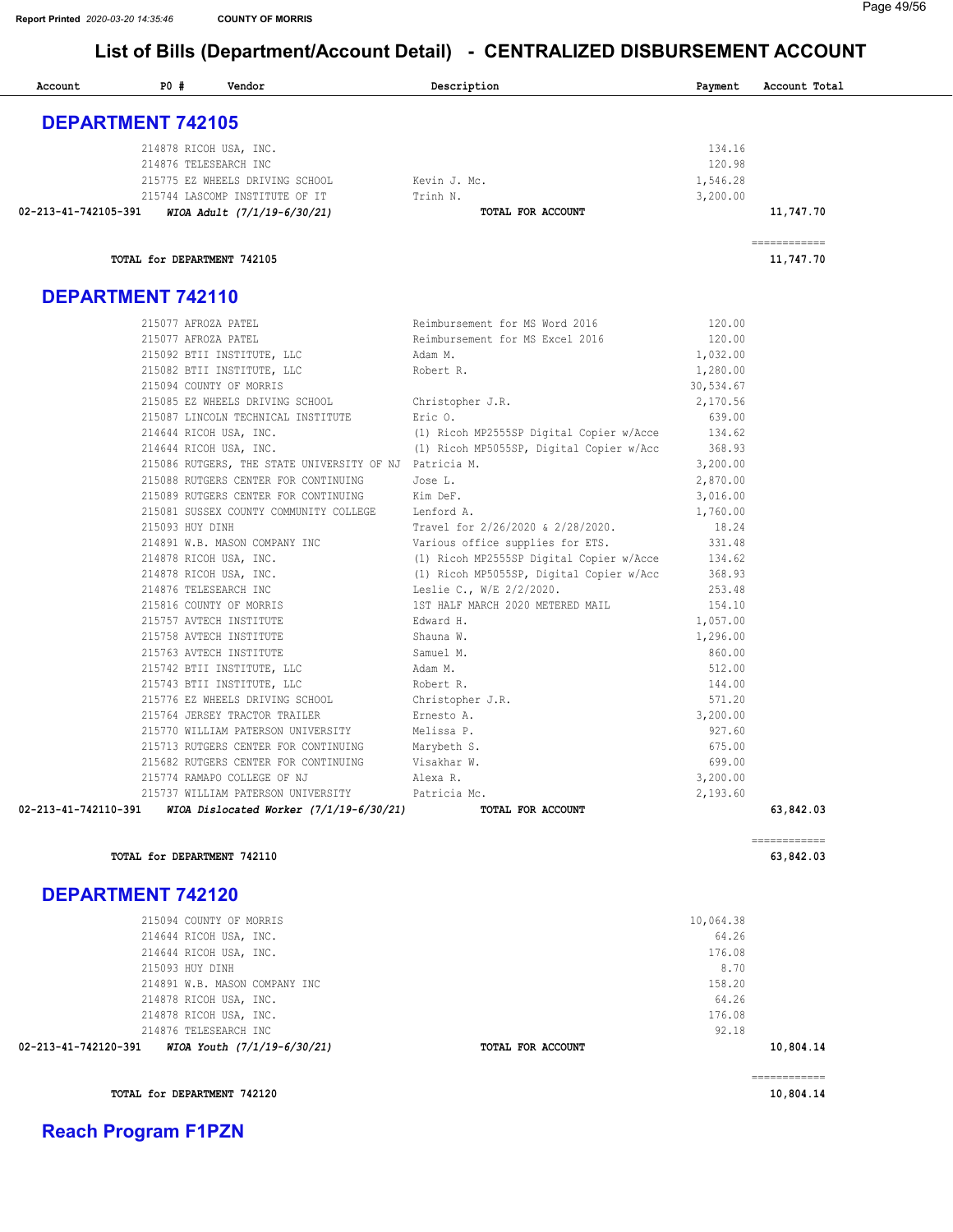## List of Bills (Department/Account Detail) - CENTRALIZED DISBURSEMENT ACCOUNT

| Account | PO # | Vendor | Description | Payment | Account Total |
|---|---|---|---|---|---|

## DEPARTMENT 742105

| Account | PO # | Vendor | Description | Payment | Account Total |
|---|---|---|---|---|---|
| | 214878 | RICOH USA, INC. | | 134.16 | |
| | 214876 | TELESEARCH INC | | 120.98 | |
| | 215775 | EZ WHEELS DRIVING SCHOOL | Kevin J. Mc. | 1,546.28 | |
| | 215744 | LASCOMP INSTITUTE OF IT | Trinh N. | 3,200.00 | |
| 02-213-41-742105-391 | | *WIOA Adult (7/1/19-6/30/21)* | TOTAL FOR ACCOUNT | | 11,747.70 |

TOTAL for DEPARTMENT 742105 — 11,747.70

## DEPARTMENT 742110

| Account | PO # | Vendor | Description | Payment | Account Total |
|---|---|---|---|---|---|
| | 215077 | AFROZA PATEL | Reimbursement for MS Word 2016 | 120.00 | |
| | 215077 | AFROZA PATEL | Reimbursement for MS Excel 2016 | 120.00 | |
| | 215092 | BTII INSTITUTE, LLC | Adam M. | 1,032.00 | |
| | 215082 | BTII INSTITUTE, LLC | Robert R. | 1,280.00 | |
| | 215094 | COUNTY OF MORRIS | | 30,534.67 | |
| | 215085 | EZ WHEELS DRIVING SCHOOL | Christopher J.R. | 2,170.56 | |
| | 215087 | LINCOLN TECHNICAL INSTITUTE | Eric O. | 639.00 | |
| | 214644 | RICOH USA, INC. | (1) Ricoh MP2555SP Digital Copier w/Acce | 134.62 | |
| | 214644 | RICOH USA, INC. | (1) Ricoh MP5055SP, Digital Copier w/Acc | 368.93 | |
| | 215086 | RUTGERS, THE STATE UNIVERSITY OF NJ | Patricia M. | 3,200.00 | |
| | 215088 | RUTGERS CENTER FOR CONTINUING | Jose L. | 2,870.00 | |
| | 215089 | RUTGERS CENTER FOR CONTINUING | Kim DeF. | 3,016.00 | |
| | 215081 | SUSSEX COUNTY COMMUNITY COLLEGE | Lenford A. | 1,760.00 | |
| | 215093 | HUY DINH | Travel for 2/26/2020 & 2/28/2020. | 18.24 | |
| | 214891 | W.B. MASON COMPANY INC | Various office supplies for ETS. | 331.48 | |
| | 214878 | RICOH USA, INC. | (1) Ricoh MP2555SP Digital Copier w/Acce | 134.62 | |
| | 214878 | RICOH USA, INC. | (1) Ricoh MP5055SP, Digital Copier w/Acc | 368.93 | |
| | 214876 | TELESEARCH INC | Leslie C., W/E 2/2/2020. | 253.48 | |
| | 215816 | COUNTY OF MORRIS | 1ST HALF MARCH 2020 METERED MAIL | 154.10 | |
| | 215757 | AVTECH INSTITUTE | Edward H. | 1,057.00 | |
| | 215758 | AVTECH INSTITUTE | Shauna W. | 1,296.00 | |
| | 215763 | AVTECH INSTITUTE | Samuel M. | 860.00 | |
| | 215742 | BTII INSTITUTE, LLC | Adam M. | 512.00 | |
| | 215743 | BTII INSTITUTE, LLC | Robert R. | 144.00 | |
| | 215776 | EZ WHEELS DRIVING SCHOOL | Christopher J.R. | 571.20 | |
| | 215764 | JERSEY TRACTOR TRAILER | Ernesto A. | 3,200.00 | |
| | 215770 | WILLIAM PATERSON UNIVERSITY | Melissa P. | 927.60 | |
| | 215713 | RUTGERS CENTER FOR CONTINUING | Marybeth S. | 675.00 | |
| | 215682 | RUTGERS CENTER FOR CONTINUING | Visakhar W. | 699.00 | |
| | 215774 | RAMAPO COLLEGE OF NJ | Alexa R. | 3,200.00 | |
| | 215737 | WILLIAM PATERSON UNIVERSITY | Patricia Mc. | 2,193.60 | |
| 02-213-41-742110-391 | | *WIOA Dislocated Worker (7/1/19-6/30/21)* | TOTAL FOR ACCOUNT | | 63,842.03 |

TOTAL for DEPARTMENT 742110 — 63,842.03

## DEPARTMENT 742120

| Account | PO # | Vendor | Description | Payment | Account Total |
|---|---|---|---|---|---|
| | 215094 | COUNTY OF MORRIS | | 10,064.38 | |
| | 214644 | RICOH USA, INC. | | 64.26 | |
| | 214644 | RICOH USA, INC. | | 176.08 | |
| | 215093 | HUY DINH | | 8.70 | |
| | 214891 | W.B. MASON COMPANY INC | | 158.20 | |
| | 214878 | RICOH USA, INC. | | 64.26 | |
| | 214878 | RICOH USA, INC. | | 176.08 | |
| | 214876 | TELESEARCH INC | | 92.18 | |
| 02-213-41-742120-391 | | *WIOA Youth (7/1/19-6/30/21)* | TOTAL FOR ACCOUNT | | 10,804.14 |

TOTAL for DEPARTMENT 742120 — 10,804.14

## Reach Program F1PZN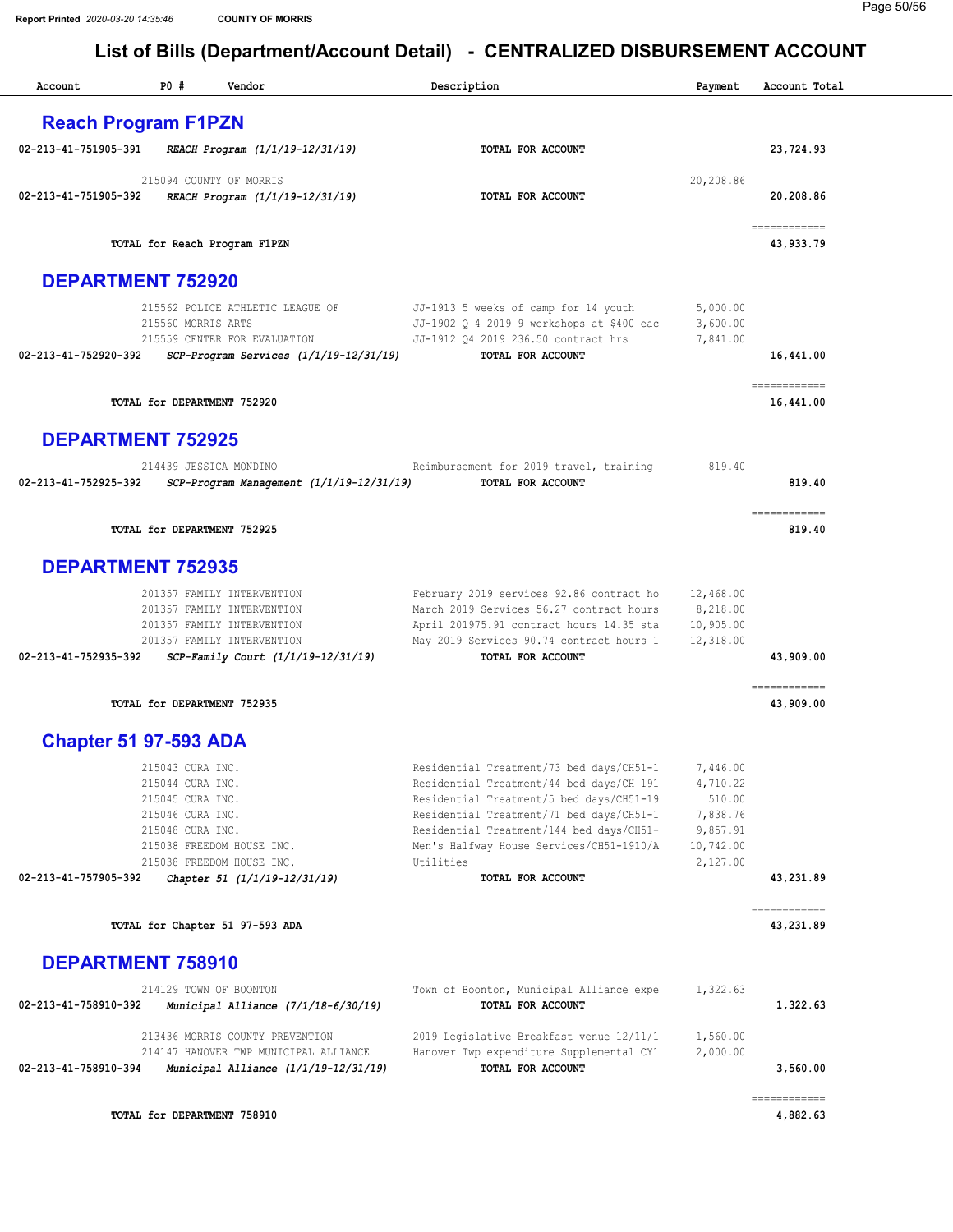# List of Bills (Department/Account Detail) - CENTRALIZED DISBURSEMENT ACCOUNT

| Account | PO # | Vendor | Description | Payment | Account Total |
|---|---|---|---|---|---|

## Reach Program F1PZN

| Account | PO # | Vendor | Description | Payment | Account Total |
|---|---|---|---|---|---|
| 02-213-41-751905-391 | *REACH Program (1/1/19-12/31/19)* | | TOTAL FOR ACCOUNT | | 23,724.93 |
| | 215094 | COUNTY OF MORRIS | | 20,208.86 | |
| 02-213-41-751905-392 | *REACH Program (1/1/19-12/31/19)* | | TOTAL FOR ACCOUNT | | 20,208.86 |
| | | TOTAL for Reach Program F1PZN | | | 43,933.79 |

## DEPARTMENT 752920

| Account | PO # | Vendor | Description | Payment | Account Total |
|---|---|---|---|---|---|
| | 215562 | POLICE ATHLETIC LEAGUE OF | JJ-1913 5 weeks of camp for 14 youth | 5,000.00 | |
| | 215560 | MORRIS ARTS | JJ-1902 Q 4 2019 9 workshops at $400 eac | 3,600.00 | |
| | 215559 | CENTER FOR EVALUATION | JJ-1912 Q4 2019 236.50 contract hrs | 7,841.00 | |
| 02-213-41-752920-392 | *SCP-Program Services (1/1/19-12/31/19)* | | TOTAL FOR ACCOUNT | | 16,441.00 |
| | | TOTAL for DEPARTMENT 752920 | | | 16,441.00 |

## DEPARTMENT 752925

| Account | PO # | Vendor | Description | Payment | Account Total |
|---|---|---|---|---|---|
| | 214439 | JESSICA MONDINO | Reimbursement for 2019 travel, training | 819.40 | |
| 02-213-41-752925-392 | *SCP-Program Management (1/1/19-12/31/19)* | | TOTAL FOR ACCOUNT | | 819.40 |
| | | TOTAL for DEPARTMENT 752925 | | | 819.40 |

## DEPARTMENT 752935

| Account | PO # | Vendor | Description | Payment | Account Total |
|---|---|---|---|---|---|
| | 201357 | FAMILY INTERVENTION | February 2019 services 92.86 contract ho | 12,468.00 | |
| | 201357 | FAMILY INTERVENTION | March 2019 Services 56.27 contract hours | 8,218.00 | |
| | 201357 | FAMILY INTERVENTION | April 201975.91 contract hours 14.35 sta | 10,905.00 | |
| | 201357 | FAMILY INTERVENTION | May 2019 Services 90.74 contract hours 1 | 12,318.00 | |
| 02-213-41-752935-392 | *SCP-Family Court (1/1/19-12/31/19)* | | TOTAL FOR ACCOUNT | | 43,909.00 |
| | | TOTAL for DEPARTMENT 752935 | | | 43,909.00 |

## Chapter 51 97-593 ADA

| Account | PO # | Vendor | Description | Payment | Account Total |
|---|---|---|---|---|---|
| | 215043 | CURA INC. | Residential Treatment/73 bed days/CH51-1 | 7,446.00 | |
| | 215044 | CURA INC. | Residential Treatment/44 bed days/CH 191 | 4,710.22 | |
| | 215045 | CURA INC. | Residential Treatment/5 bed days/CH51-19 | 510.00 | |
| | 215046 | CURA INC. | Residential Treatment/71 bed days/CH51-1 | 7,838.76 | |
| | 215048 | CURA INC. | Residential Treatment/144 bed days/CH51- | 9,857.91 | |
| | 215038 | FREEDOM HOUSE INC. | Men's Halfway House Services/CH51-1910/A | 10,742.00 | |
| | 215038 | FREEDOM HOUSE INC. | Utilities | 2,127.00 | |
| 02-213-41-757905-392 | *Chapter 51 (1/1/19-12/31/19)* | | TOTAL FOR ACCOUNT | | 43,231.89 |
| | | TOTAL for Chapter 51 97-593 ADA | | | 43,231.89 |

## DEPARTMENT 758910

| Account | PO # | Vendor | Description | Payment | Account Total |
|---|---|---|---|---|---|
| | 214129 | TOWN OF BOONTON | Town of Boonton, Municipal Alliance expe | 1,322.63 | |
| 02-213-41-758910-392 | *Municipal Alliance (7/1/18-6/30/19)* | | TOTAL FOR ACCOUNT | | 1,322.63 |
| | 213436 | MORRIS COUNTY PREVENTION | 2019 Legislative Breakfast venue 12/11/1 | 1,560.00 | |
| | 214147 | HANOVER TWP MUNICIPAL ALLIANCE | Hanover Twp expenditure Supplemental CY1 | 2,000.00 | |
| 02-213-41-758910-394 | *Municipal Alliance (1/1/19-12/31/19)* | | TOTAL FOR ACCOUNT | | 3,560.00 |
| | | TOTAL for DEPARTMENT 758910 | | | 4,882.63 |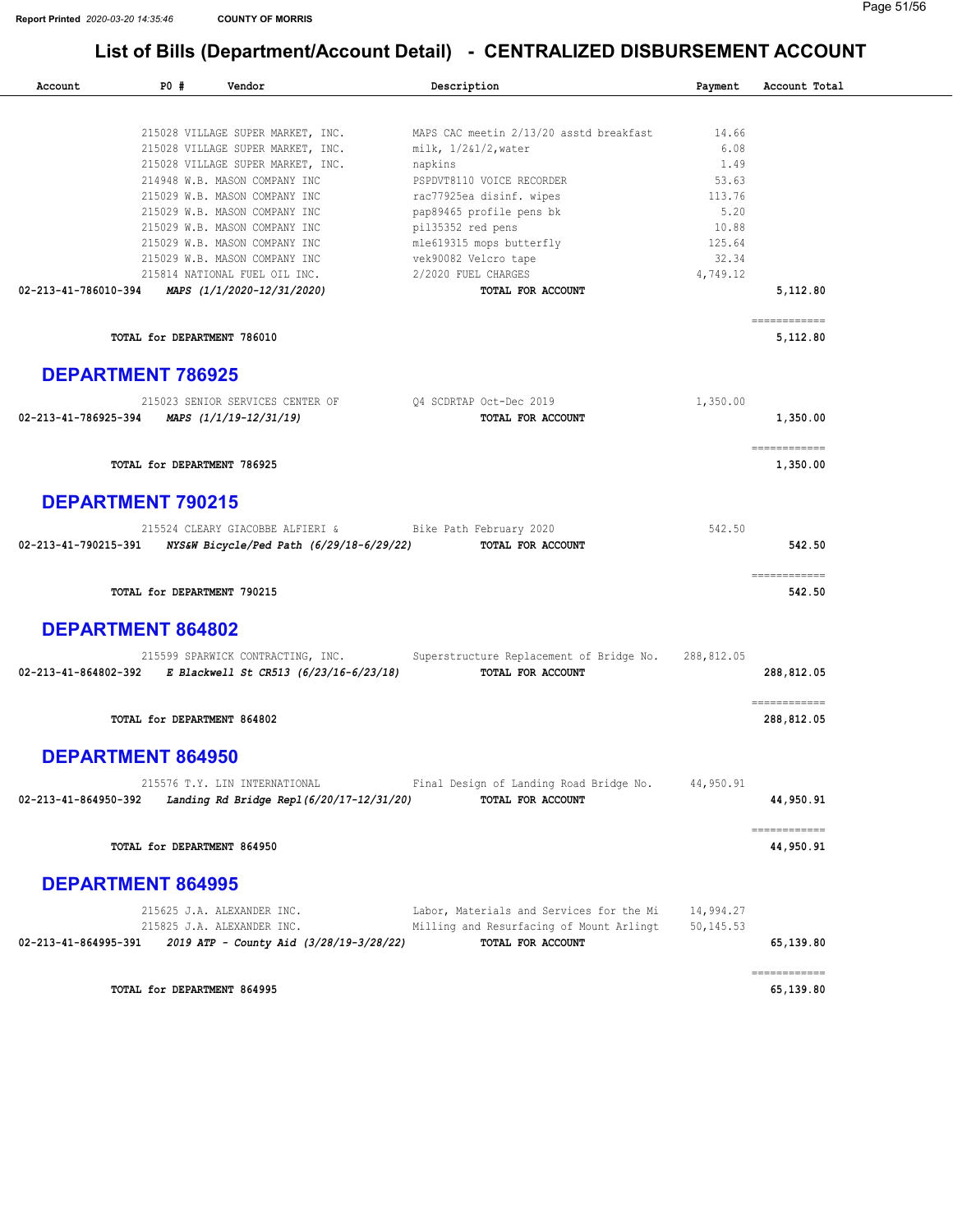# List of Bills (Department/Account Detail) - CENTRALIZED DISBURSEMENT ACCOUNT

| Account | PO # | Vendor | Description | Payment | Account Total |
|---|---|---|---|---|---|
| | 215028 | VILLAGE SUPER MARKET, INC. | MAPS CAC meetin 2/13/20 asstd breakfast | 14.66 | |
| | 215028 | VILLAGE SUPER MARKET, INC. | milk, 1/2&1/2,water | 6.08 | |
| | 215028 | VILLAGE SUPER MARKET, INC. | napkins | 1.49 | |
| | 214948 | W.B. MASON COMPANY INC | PSPDVT8110 VOICE RECORDER | 53.63 | |
| | 215029 | W.B. MASON COMPANY INC | rac77925ea disinf. wipes | 113.76 | |
| | 215029 | W.B. MASON COMPANY INC | pap89465 profile pens bk | 5.20 | |
| | 215029 | W.B. MASON COMPANY INC | pi135352 red pens | 10.88 | |
| | 215029 | W.B. MASON COMPANY INC | mle619315 mops butterfly | 125.64 | |
| | 215029 | W.B. MASON COMPANY INC | vek90082 Velcro tape | 32.34 | |
| | 215814 | NATIONAL FUEL OIL INC. | 2/2020 FUEL CHARGES | 4,749.12 | |
| **02-213-41-786010-394** | *MAPS (1/1/2020-12/31/2020)* | | **TOTAL FOR ACCOUNT** | | **5,112.80** |
| | **TOTAL for DEPARTMENT 786010** | | | | **5,112.80** |

## DEPARTMENT 786925

| Account | PO # | Vendor | Description | Payment | Account Total |
|---|---|---|---|---|---|
| | 215023 | SENIOR SERVICES CENTER OF | Q4 SCDRTAP Oct-Dec 2019 | 1,350.00 | |
| **02-213-41-786925-394** | *MAPS (1/1/19-12/31/19)* | | **TOTAL FOR ACCOUNT** | | **1,350.00** |
| | **TOTAL for DEPARTMENT 786925** | | | | **1,350.00** |

## DEPARTMENT 790215

| Account | PO # | Vendor | Description | Payment | Account Total |
|---|---|---|---|---|---|
| | 215524 | CLEARY GIACOBBE ALFIERI & | Bike Path February 2020 | 542.50 | |
| **02-213-41-790215-391** | *NYS&W Bicycle/Ped Path (6/29/18-6/29/22)* | | **TOTAL FOR ACCOUNT** | | **542.50** |
| | **TOTAL for DEPARTMENT 790215** | | | | **542.50** |

## DEPARTMENT 864802

| Account | PO # | Vendor | Description | Payment | Account Total |
|---|---|---|---|---|---|
| | 215599 | SPARWICK CONTRACTING, INC. | Superstructure Replacement of Bridge No. | 288,812.05 | |
| **02-213-41-864802-392** | *E Blackwell St CR513 (6/23/16-6/23/18)* | | **TOTAL FOR ACCOUNT** | | **288,812.05** |
| | **TOTAL for DEPARTMENT 864802** | | | | **288,812.05** |

## DEPARTMENT 864950

| Account | PO # | Vendor | Description | Payment | Account Total |
|---|---|---|---|---|---|
| | 215576 | T.Y. LIN INTERNATIONAL | Final Design of Landing Road Bridge No. | 44,950.91 | |
| **02-213-41-864950-392** | *Landing Rd Bridge Repl(6/20/17-12/31/20)* | | **TOTAL FOR ACCOUNT** | | **44,950.91** |
| | **TOTAL for DEPARTMENT 864950** | | | | **44,950.91** |

## DEPARTMENT 864995

| Account | PO # | Vendor | Description | Payment | Account Total |
|---|---|---|---|---|---|
| | 215625 | J.A. ALEXANDER INC. | Labor, Materials and Services for the Mi | 14,994.27 | |
| | 215825 | J.A. ALEXANDER INC. | Milling and Resurfacing of Mount Arlingt | 50,145.53 | |
| **02-213-41-864995-391** | *2019 ATP - County Aid (3/28/19-3/28/22)* | | **TOTAL FOR ACCOUNT** | | **65,139.80** |
| | **TOTAL for DEPARTMENT 864995** | | | | **65,139.80** |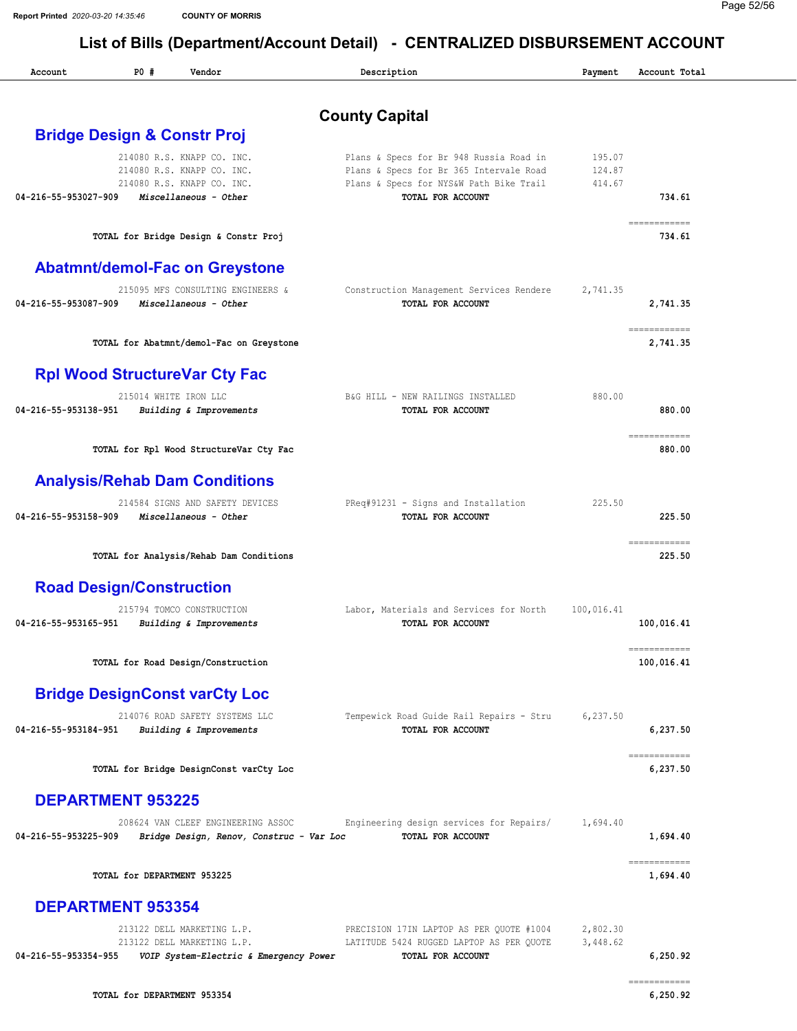## List of Bills (Department/Account Detail) - CENTRALIZED DISBURSEMENT ACCOUNT

| Account | PO # | Vendor | Description | Payment | Account Total |
|---|---|---|---|---|---|

# County Capital

## Bridge Design & Constr Proj

| Account | PO # | Vendor | Description | Payment | Account Total |
|---|---|---|---|---|---|
| | 214080 | R.S. KNAPP CO. INC. | Plans & Specs for Br 948 Russia Road in | 195.07 | |
| | 214080 | R.S. KNAPP CO. INC. | Plans & Specs for Br 365 Intervale Road | 124.87 | |
| | 214080 | R.S. KNAPP CO. INC. | Plans & Specs for NYS&W Path Bike Trail | 414.67 | |
| 04-216-55-953027-909 | | *Miscellaneous - Other* | TOTAL FOR ACCOUNT | | 734.61 |
| | | TOTAL for Bridge Design & Constr Proj | | | 734.61 |

## Abatmnt/demol-Fac on Greystone

| Account | PO # | Vendor | Description | Payment | Account Total |
|---|---|---|---|---|---|
| | 215095 | MFS CONSULTING ENGINEERS & | Construction Management Services Rendere | 2,741.35 | |
| 04-216-55-953087-909 | | *Miscellaneous - Other* | TOTAL FOR ACCOUNT | | 2,741.35 |
| | | TOTAL for Abatmnt/demol-Fac on Greystone | | | 2,741.35 |

## Rpl Wood StructureVar Cty Fac

| Account | PO # | Vendor | Description | Payment | Account Total |
|---|---|---|---|---|---|
| | 215014 | WHITE IRON LLC | B&G HILL - NEW RAILINGS INSTALLED | 880.00 | |
| 04-216-55-953138-951 | | *Building & Improvements* | TOTAL FOR ACCOUNT | | 880.00 |
| | | TOTAL for Rpl Wood StructureVar Cty Fac | | | 880.00 |

## Analysis/Rehab Dam Conditions

| Account | PO # | Vendor | Description | Payment | Account Total |
|---|---|---|---|---|---|
| | 214584 | SIGNS AND SAFETY DEVICES | PReq#91231 - Signs and Installation | 225.50 | |
| 04-216-55-953158-909 | | *Miscellaneous - Other* | TOTAL FOR ACCOUNT | | 225.50 |
| | | TOTAL for Analysis/Rehab Dam Conditions | | | 225.50 |

## Road Design/Construction

| Account | PO # | Vendor | Description | Payment | Account Total |
|---|---|---|---|---|---|
| | 215794 | TOMCO CONSTRUCTION | Labor, Materials and Services for North | 100,016.41 | |
| 04-216-55-953165-951 | | *Building & Improvements* | TOTAL FOR ACCOUNT | | 100,016.41 |
| | | TOTAL for Road Design/Construction | | | 100,016.41 |

## Bridge DesignConst varCty Loc

| Account | PO # | Vendor | Description | Payment | Account Total |
|---|---|---|---|---|---|
| | 214076 | ROAD SAFETY SYSTEMS LLC | Tempewick Road Guide Rail Repairs - Stru | 6,237.50 | |
| 04-216-55-953184-951 | | *Building & Improvements* | TOTAL FOR ACCOUNT | | 6,237.50 |
| | | TOTAL for Bridge DesignConst varCty Loc | | | 6,237.50 |

## DEPARTMENT 953225

| Account | PO # | Vendor | Description | Payment | Account Total |
|---|---|---|---|---|---|
| | 208624 | VAN CLEEF ENGINEERING ASSOC | Engineering design services for Repairs/ | 1,694.40 | |
| 04-216-55-953225-909 | | *Bridge Design, Renov, Construc - Var Loc* | TOTAL FOR ACCOUNT | | 1,694.40 |
| | | TOTAL for DEPARTMENT 953225 | | | 1,694.40 |

## DEPARTMENT 953354

| Account | PO # | Vendor | Description | Payment | Account Total |
|---|---|---|---|---|---|
| | 213122 | DELL MARKETING L.P. | PRECISION 17IN LAPTOP AS PER QUOTE #1004 | 2,802.30 | |
| | 213122 | DELL MARKETING L.P. | LATITUDE 5424 RUGGED LAPTOP AS PER QUOTE | 3,448.62 | |
| 04-216-55-953354-955 | | *VOIP System-Electric & Emergency Power* | TOTAL FOR ACCOUNT | | 6,250.92 |
| | | TOTAL for DEPARTMENT 953354 | | | 6,250.92 |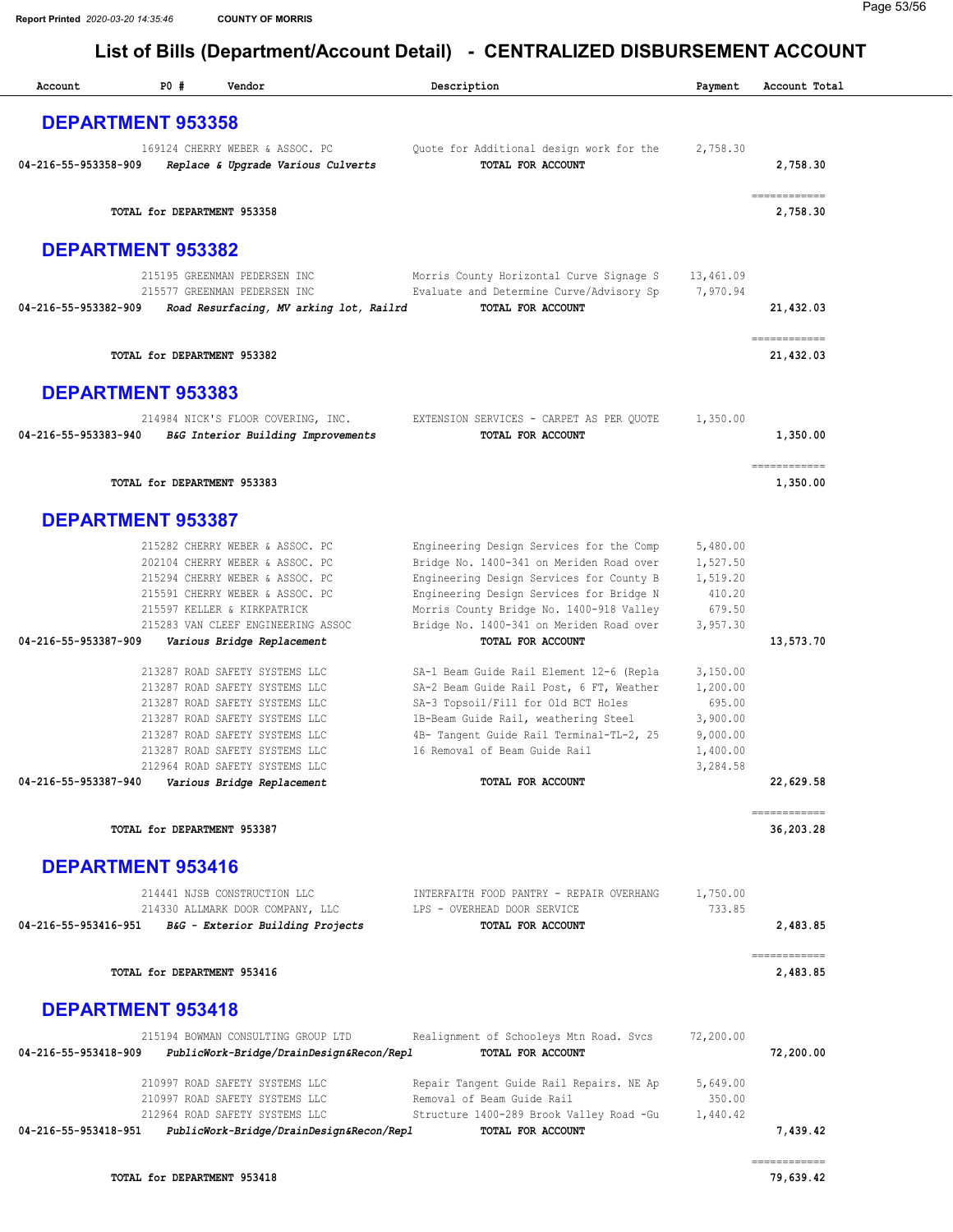Report Printed 2020-03-20 14:35:46 COUNTY OF MORRIS

# List of Bills (Department/Account Detail) - CENTRALIZED DISBURSEMENT ACCOUNT

| Account | PO # | Vendor | Description | Payment | Account Total |
|---|---|---|---|---|---|

## DEPARTMENT 953358

| Account | PO # | Vendor | Description | Payment | Account Total |
|---|---|---|---|---|---|
| | 169124 | CHERRY WEBER & ASSOC. PC | Quote for Additional design work for the | 2,758.30 | |
| 04-216-55-953358-909 | | *Replace & Upgrade Various Culverts* | TOTAL FOR ACCOUNT | | 2,758.30 |
| | | TOTAL for DEPARTMENT 953358 | | | 2,758.30 |

## DEPARTMENT 953382

| Account | PO # | Vendor | Description | Payment | Account Total |
|---|---|---|---|---|---|
| | 215195 | GREENMAN PEDERSEN INC | Morris County Horizontal Curve Signage S | 13,461.09 | |
| | 215577 | GREENMAN PEDERSEN INC | Evaluate and Determine Curve/Advisory Sp | 7,970.94 | |
| 04-216-55-953382-909 | | *Road Resurfacing, MV arking lot, Railrd* | TOTAL FOR ACCOUNT | | 21,432.03 |
| | | TOTAL for DEPARTMENT 953382 | | | 21,432.03 |

## DEPARTMENT 953383

| Account | PO # | Vendor | Description | Payment | Account Total |
|---|---|---|---|---|---|
| | 214984 | NICK'S FLOOR COVERING, INC. | EXTENSION SERVICES - CARPET AS PER QUOTE | 1,350.00 | |
| 04-216-55-953383-940 | | *B&G Interior Building Improvements* | TOTAL FOR ACCOUNT | | 1,350.00 |
| | | TOTAL for DEPARTMENT 953383 | | | 1,350.00 |

## DEPARTMENT 953387

| Account | PO # | Vendor | Description | Payment | Account Total |
|---|---|---|---|---|---|
| | 215282 | CHERRY WEBER & ASSOC. PC | Engineering Design Services for the Comp | 5,480.00 | |
| | 202104 | CHERRY WEBER & ASSOC. PC | Bridge No. 1400-341 on Meriden Road over | 1,527.50 | |
| | 215294 | CHERRY WEBER & ASSOC. PC | Engineering Design Services for County B | 1,519.20 | |
| | 215591 | CHERRY WEBER & ASSOC. PC | Engineering Design Services for Bridge N | 410.20 | |
| | 215597 | KELLER & KIRKPATRICK | Morris County Bridge No. 1400-918 Valley | 679.50 | |
| | 215283 | VAN CLEEF ENGINEERING ASSOC | Bridge No. 1400-341 on Meriden Road over | 3,957.30 | |
| 04-216-55-953387-909 | | *Various Bridge Replacement* | TOTAL FOR ACCOUNT | | 13,573.70 |
| | 213287 | ROAD SAFETY SYSTEMS LLC | SA-1 Beam Guide Rail Element 12-6 (Repla | 3,150.00 | |
| | 213287 | ROAD SAFETY SYSTEMS LLC | SA-2 Beam Guide Rail Post, 6 FT, Weather | 1,200.00 | |
| | 213287 | ROAD SAFETY SYSTEMS LLC | SA-3 Topsoil/Fill for Old BCT Holes | 695.00 | |
| | 213287 | ROAD SAFETY SYSTEMS LLC | 1B-Beam Guide Rail, weathering Steel | 3,900.00 | |
| | 213287 | ROAD SAFETY SYSTEMS LLC | 4B- Tangent Guide Rail Terminal-TL-2, 25 | 9,000.00 | |
| | 213287 | ROAD SAFETY SYSTEMS LLC | 16 Removal of Beam Guide Rail | 1,400.00 | |
| | 212964 | ROAD SAFETY SYSTEMS LLC | | 3,284.58 | |
| 04-216-55-953387-940 | | *Various Bridge Replacement* | TOTAL FOR ACCOUNT | | 22,629.58 |
| | | TOTAL for DEPARTMENT 953387 | | | 36,203.28 |

## DEPARTMENT 953416

| Account | PO # | Vendor | Description | Payment | Account Total |
|---|---|---|---|---|---|
| | 214441 | NJSB CONSTRUCTION LLC | INTERFAITH FOOD PANTRY - REPAIR OVERHANG | 1,750.00 | |
| | 214330 | ALLMARK DOOR COMPANY, LLC | LPS - OVERHEAD DOOR SERVICE | 733.85 | |
| 04-216-55-953416-951 | | *B&G - Exterior Building Projects* | TOTAL FOR ACCOUNT | | 2,483.85 |
| | | TOTAL for DEPARTMENT 953416 | | | 2,483.85 |

## DEPARTMENT 953418

| Account | PO # | Vendor | Description | Payment | Account Total |
|---|---|---|---|---|---|
| | 215194 | BOWMAN CONSULTING GROUP LTD | Realignment of Schooleys Mtn Road. Svcs | 72,200.00 | |
| 04-216-55-953418-909 | | *PublicWork-Bridge/DrainDesign&Recon/Repl* | TOTAL FOR ACCOUNT | | 72,200.00 |
| | 210997 | ROAD SAFETY SYSTEMS LLC | Repair Tangent Guide Rail Repairs. NE Ap | 5,649.00 | |
| | 210997 | ROAD SAFETY SYSTEMS LLC | Removal of Beam Guide Rail | 350.00 | |
| | 212964 | ROAD SAFETY SYSTEMS LLC | Structure 1400-289 Brook Valley Road -Gu | 1,440.42 | |
| 04-216-55-953418-951 | | *PublicWork-Bridge/DrainDesign&Recon/Repl* | TOTAL FOR ACCOUNT | | 7,439.42 |
| | | TOTAL for DEPARTMENT 953418 | | | 79,639.42 |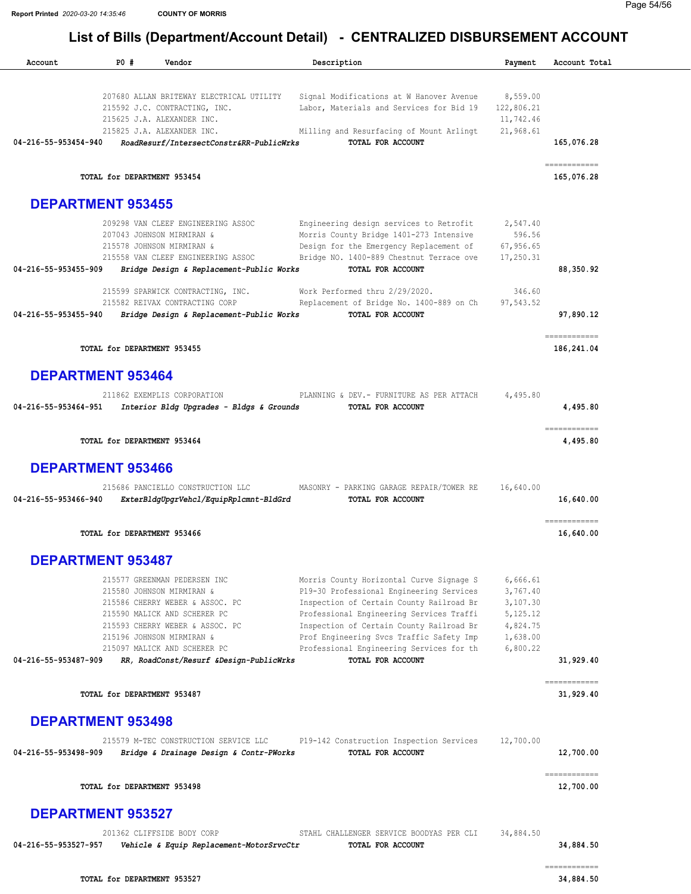# List of Bills (Department/Account Detail) - CENTRALIZED DISBURSEMENT ACCOUNT

| Account | PO # | Vendor | Description | Payment | Account Total |
|---|---|---|---|---|---|
| | 207680 | ALLAN BRITEWAY ELECTRICAL UTILITY | Signal Modifications at W Hanover Avenue | 8,559.00 | |
| | 215592 | J.C. CONTRACTING, INC. | Labor, Materials and Services for Bid 19 | 122,806.21 | |
| | 215625 | J.A. ALEXANDER INC. | | 11,742.46 | |
| | 215825 | J.A. ALEXANDER INC. | Milling and Resurfacing of Mount Arlingt | 21,968.61 | |
| 04-216-55-953454-940 | | *RoadResurf/IntersectConstr&RR-PublicWrks* | **TOTAL FOR ACCOUNT** | | **165,076.28** |
| | | | | | ============ |
| **TOTAL for DEPARTMENT 953454** | | | | | **165,076.28** |

## DEPARTMENT 953455

| Account | PO # | Vendor | Description | Payment | Account Total |
|---|---|---|---|---|---|
| | 209298 | VAN CLEEF ENGINEERING ASSOC | Engineering design services to Retrofit | 2,547.40 | |
| | 207043 | JOHNSON MIRMIRAN & | Morris County Bridge 1401-273 Intensive | 596.56 | |
| | 215578 | JOHNSON MIRMIRAN & | Design for the Emergency Replacement of | 67,956.65 | |
| | 215558 | VAN CLEEF ENGINEERING ASSOC | Bridge NO. 1400-889 Chestnut Terrace ove | 17,250.31 | |
| 04-216-55-953455-909 | | *Bridge Design & Replacement-Public Works* | **TOTAL FOR ACCOUNT** | | **88,350.92** |
| | 215599 | SPARWICK CONTRACTING, INC. | Work Performed thru 2/29/2020. | 346.60 | |
| | 215582 | REIVAX CONTRACTING CORP | Replacement of Bridge No. 1400-889 on Ch | 97,543.52 | |
| 04-216-55-953455-940 | | *Bridge Design & Replacement-Public Works* | **TOTAL FOR ACCOUNT** | | **97,890.12** |
| | | | | | ============ |
| **TOTAL for DEPARTMENT 953455** | | | | | **186,241.04** |

## DEPARTMENT 953464

| Account | PO # | Vendor | Description | Payment | Account Total |
|---|---|---|---|---|---|
| | 211862 | EXEMPLIS CORPORATION | PLANNING & DEV.- FURNITURE AS PER ATTACH | 4,495.80 | |
| 04-216-55-953464-951 | | *Interior Bldg Upgrades - Bldgs & Grounds* | **TOTAL FOR ACCOUNT** | | **4,495.80** |
| | | | | | ============ |
| **TOTAL for DEPARTMENT 953464** | | | | | **4,495.80** |

## DEPARTMENT 953466

| Account | PO # | Vendor | Description | Payment | Account Total |
|---|---|---|---|---|---|
| | 215686 | PANCIELLO CONSTRUCTION LLC | MASONRY - PARKING GARAGE REPAIR/TOWER RE | 16,640.00 | |
| 04-216-55-953466-940 | | *ExterBldgUpgrVehcl/EquipRplcmnt-BldGrd* | **TOTAL FOR ACCOUNT** | | **16,640.00** |
| | | | | | ============ |
| **TOTAL for DEPARTMENT 953466** | | | | | **16,640.00** |

## DEPARTMENT 953487

| Account | PO # | Vendor | Description | Payment | Account Total |
|---|---|---|---|---|---|
| | 215577 | GREENMAN PEDERSEN INC | Morris County Horizontal Curve Signage S | 6,666.61 | |
| | 215580 | JOHNSON MIRMIRAN & | P19-30 Professional Engineering Services | 3,767.40 | |
| | 215586 | CHERRY WEBER & ASSOC. PC | Inspection of Certain County Railroad Br | 3,107.30 | |
| | 215590 | MALICK AND SCHERER PC | Professional Engineering Services Traffi | 5,125.12 | |
| | 215593 | CHERRY WEBER & ASSOC. PC | Inspection of Certain County Railroad Br | 4,824.75 | |
| | 215196 | JOHNSON MIRMIRAN & | Prof Engineering Svcs Traffic Safety Imp | 1,638.00 | |
| | 215097 | MALICK AND SCHERER PC | Professional Engineering Services for th | 6,800.22 | |
| 04-216-55-953487-909 | | *RR, RoadConst/Resurf &Design-PublicWrks* | **TOTAL FOR ACCOUNT** | | **31,929.40** |
| | | | | | ============ |
| **TOTAL for DEPARTMENT 953487** | | | | | **31,929.40** |

## DEPARTMENT 953498

| Account | PO # | Vendor | Description | Payment | Account Total |
|---|---|---|---|---|---|
| | 215579 | M-TEC CONSTRUCTION SERVICE LLC | P19-142 Construction Inspection Services | 12,700.00 | |
| 04-216-55-953498-909 | | *Bridge & Drainage Design & Contr-PWorks* | **TOTAL FOR ACCOUNT** | | **12,700.00** |
| | | | | | ============ |
| **TOTAL for DEPARTMENT 953498** | | | | | **12,700.00** |

## DEPARTMENT 953527

| Account | PO # | Vendor | Description | Payment | Account Total |
|---|---|---|---|---|---|
| | 201362 | CLIFFSIDE BODY CORP | STAHL CHALLENGER SERVICE BOODYAS PER CLI | 34,884.50 | |
| 04-216-55-953527-957 | | *Vehicle & Equip Replacement-MotorSrvcCtr* | **TOTAL FOR ACCOUNT** | | **34,884.50** |
| | | | | | ============ |
| **TOTAL for DEPARTMENT 953527** | | | | | **34,884.50** |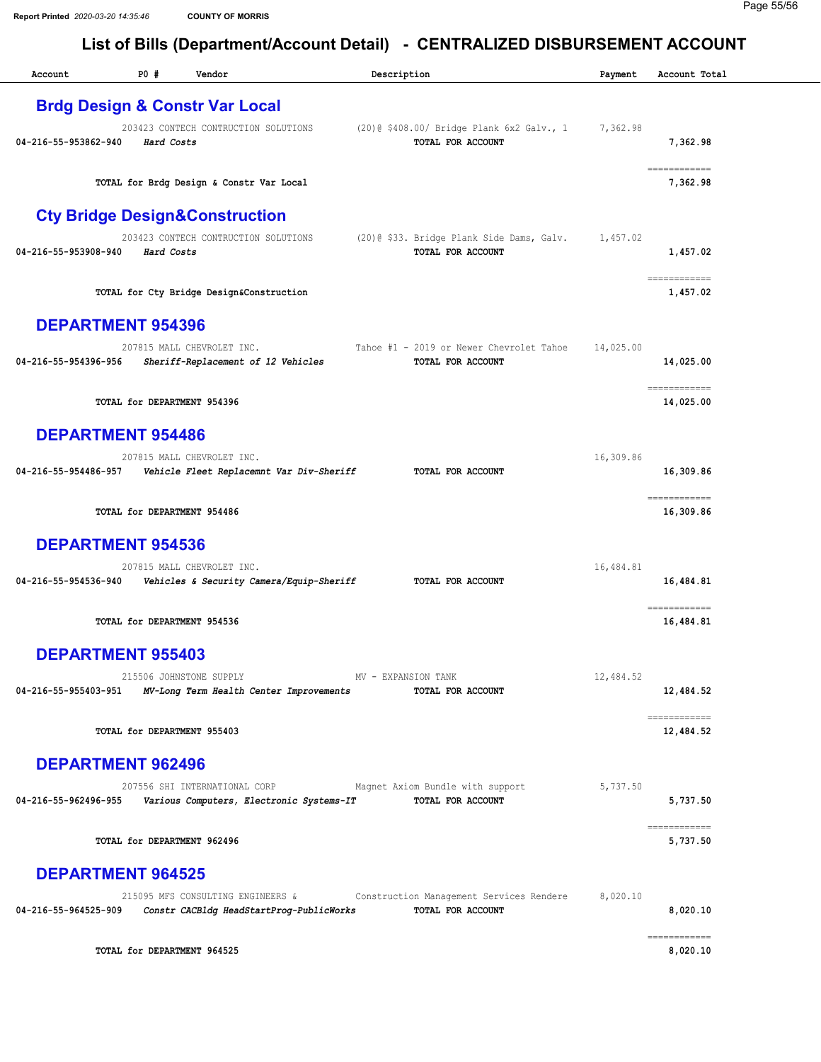# List of Bills (Department/Account Detail) - CENTRALIZED DISBURSEMENT ACCOUNT

| Account | PO # | Vendor | Description | Payment | Account Total |
|---|---|---|---|---|---|

## Brdg Design & Constr Var Local

| Account | PO # | Vendor | Description | Payment | Account Total |
|---|---|---|---|---|---|
| | 203423 | CONTECH CONTRUCTION SOLUTIONS | (20)@ $408.00/ Bridge Plank 6x2 Galv., 1 | 7,362.98 | |
| 04-216-55-953862-940 | | *Hard Costs* | **TOTAL FOR ACCOUNT** | | 7,362.98 |

**TOTAL for Brdg Design & Constr Var Local** 7,362.98

## Cty Bridge Design&Construction

| Account | PO # | Vendor | Description | Payment | Account Total |
|---|---|---|---|---|---|
| | 203423 | CONTECH CONTRUCTION SOLUTIONS | (20)@ $33. Bridge Plank Side Dams, Galv. | 1,457.02 | |
| 04-216-55-953908-940 | | *Hard Costs* | **TOTAL FOR ACCOUNT** | | 1,457.02 |

**TOTAL for Cty Bridge Design&Construction** 1,457.02

## DEPARTMENT 954396

| Account | PO # | Vendor | Description | Payment | Account Total |
|---|---|---|---|---|---|
| | 207815 | MALL CHEVROLET INC. | Tahoe #1 - 2019 or Newer Chevrolet Tahoe | 14,025.00 | |
| 04-216-55-954396-956 | | *Sheriff-Replacement of 12 Vehicles* | **TOTAL FOR ACCOUNT** | | 14,025.00 |

**TOTAL for DEPARTMENT 954396** 14,025.00

## DEPARTMENT 954486

| Account | PO # | Vendor | Description | Payment | Account Total |
|---|---|---|---|---|---|
| | 207815 | MALL CHEVROLET INC. | | 16,309.86 | |
| 04-216-55-954486-957 | | *Vehicle Fleet Replacemnt Var Div-Sheriff* | **TOTAL FOR ACCOUNT** | | 16,309.86 |

**TOTAL for DEPARTMENT 954486** 16,309.86

## DEPARTMENT 954536

| Account | PO # | Vendor | Description | Payment | Account Total |
|---|---|---|---|---|---|
| | 207815 | MALL CHEVROLET INC. | | 16,484.81 | |
| 04-216-55-954536-940 | | *Vehicles & Security Camera/Equip-Sheriff* | **TOTAL FOR ACCOUNT** | | 16,484.81 |

**TOTAL for DEPARTMENT 954536** 16,484.81

## DEPARTMENT 955403

| Account | PO # | Vendor | Description | Payment | Account Total |
|---|---|---|---|---|---|
| | 215506 | JOHNSTONE SUPPLY | MV - EXPANSION TANK | 12,484.52 | |
| 04-216-55-955403-951 | | *MV-Long Term Health Center Improvements* | **TOTAL FOR ACCOUNT** | | 12,484.52 |

**TOTAL for DEPARTMENT 955403** 12,484.52

## DEPARTMENT 962496

| Account | PO # | Vendor | Description | Payment | Account Total |
|---|---|---|---|---|---|
| | 207556 | SHI INTERNATIONAL CORP | Magnet Axiom Bundle with support | 5,737.50 | |
| 04-216-55-962496-955 | | *Various Computers, Electronic Systems-IT* | **TOTAL FOR ACCOUNT** | | 5,737.50 |

**TOTAL for DEPARTMENT 962496** 5,737.50

## DEPARTMENT 964525

| Account | PO # | Vendor | Description | Payment | Account Total |
|---|---|---|---|---|---|
| | 215095 | MFS CONSULTING ENGINEERS & | Construction Management Services Rendere | 8,020.10 | |
| 04-216-55-964525-909 | | *Constr CACBldg HeadStartProg-PublicWorks* | **TOTAL FOR ACCOUNT** | | 8,020.10 |

**TOTAL for DEPARTMENT 964525** 8,020.10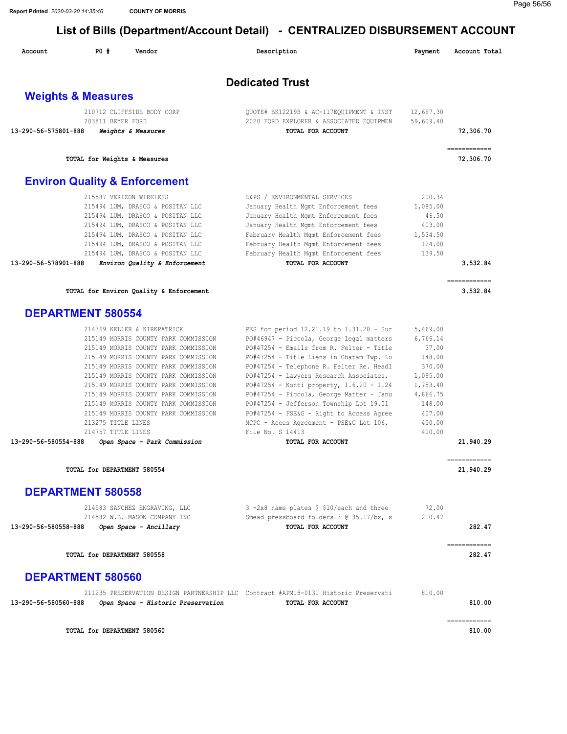# List of Bills (Department/Account Detail) - CENTRALIZED DISBURSEMENT ACCOUNT

| Account | PO # | Vendor | Description | Payment | Account Total |
|---|---|---|---|---|---|

## Dedicated Trust

### Weights & Measures

| Account | PO # | Vendor | Description | Payment | Account Total |
|---|---|---|---|---|---|
| | 210712 | CLIFFSIDE BODY CORP | QUOTE# BK12219B & AC-117EQUIPMENT & INST | 12,697.30 | |
| | 203811 | BEYER FORD | 2020 FORD EXPLORER & ASSOCIATED EQUIPMEN | 59,609.40 | |
| 13-290-56-575801-888 | | *Weights & Measures* | TOTAL FOR ACCOUNT | | 72,306.70 |
| | | TOTAL for Weights & Measures | | | 72,306.70 |

### Environ Quality & Enforcement

| Account | PO # | Vendor | Description | Payment | Account Total |
|---|---|---|---|---|---|
| | 215587 | VERIZON WIRELESS | L&PS / ENVIRONMENTAL SERVICES | 200.34 | |
| | 215494 | LUM, DRASCO & POSITAN LLC | January Health Mgmt Enforcement fees | 1,085.00 | |
| | 215494 | LUM, DRASCO & POSITAN LLC | January Health Mgmt Enforcement fees | 46.50 | |
| | 215494 | LUM, DRASCO & POSITAN LLC | January Health Mgmt Enforcement fees | 403.00 | |
| | 215494 | LUM, DRASCO & POSITAN LLC | February Health Mgmt Enforcement fees | 1,534.50 | |
| | 215494 | LUM, DRASCO & POSITAN LLC | February Health Mgmt Enforcement fees | 124.00 | |
| | 215494 | LUM, DRASCO & POSITAN LLC | February Health Mgmt Enforcement fees | 139.50 | |
| 13-290-56-578901-888 | | *Environ Quality & Enforcement* | TOTAL FOR ACCOUNT | | 3,532.84 |
| | | TOTAL for Environ Quality & Enforcement | | | 3,532.84 |

### DEPARTMENT 580554

| Account | PO # | Vendor | Description | Payment | Account Total |
|---|---|---|---|---|---|
| | 214369 | KELLER & KIRKPATRICK | PES for period 12.21.19 to 1.31.20 - Sur | 5,469.00 | |
| | 215149 | MORRIS COUNTY PARK COMMISSION | PO#46947 - Piccola, George legal matters | 6,766.14 | |
| | 215149 | MORRIS COUNTY PARK COMMISSION | PO#47254 - Emails from R. Felter - Title | 37.00 | |
| | 215149 | MORRIS COUNTY PARK COMMISSION | PO#47254 - Title Liens in Chatam Twp. Lo | 148.00 | |
| | 215149 | MORRIS COUNTY PARK COMMISSION | PO#47254 - Telephone R. Felter Re. Headl | 370.00 | |
| | 215149 | MORRIS COUNTY PARK COMMISSION | PO#47254 - Lawyers Research Associates, | 1,095.00 | |
| | 215149 | MORRIS COUNTY PARK COMMISSION | PO#47254 - Konti property, 1.6.20 - 1.24 | 1,783.40 | |
| | 215149 | MORRIS COUNTY PARK COMMISSION | PO#47254 - Piccola, George Matter - Janu | 4,866.75 | |
| | 215149 | MORRIS COUNTY PARK COMMISSION | PO#47254 - Jefferson Township Lot 19.01 | 148.00 | |
| | 215149 | MORRIS COUNTY PARK COMMISSION | PO#47254 - PSE&G - Right to Access Agree | 407.00 | |
| | 213275 | TITLE LINES | MCPC - Acces Agreement - PSE&G Lot 106, | 450.00 | |
| | 214757 | TITLE LINES | File No. S 14413 | 400.00 | |
| 13-290-56-580554-888 | | *Open Space - Park Commission* | TOTAL FOR ACCOUNT | | 21,940.29 |
| | | TOTAL for DEPARTMENT 580554 | | | 21,940.29 |

### DEPARTMENT 580558

| Account | PO # | Vendor | Description | Payment | Account Total |
|---|---|---|---|---|---|
| | 214583 | SANCHEZ ENGRAVING, LLC | 3 -2x8 name plates @ $10/each and three | 72.00 | |
| | 214582 | W.B. MASON COMPANY INC | Smead pressboard folders 3 @ 35.17/bx, s | 210.47 | |
| 13-290-56-580558-888 | | *Open Space - Ancillary* | TOTAL FOR ACCOUNT | | 282.47 |
| | | TOTAL for DEPARTMENT 580558 | | | 282.47 |

### DEPARTMENT 580560

| Account | PO # | Vendor | Description | Payment | Account Total |
|---|---|---|---|---|---|
| | 211235 | PRESERVATION DESIGN PARTNERSHIP LLC | Contract #APM18-0131 Historic Preservati | 810.00 | |
| 13-290-56-580560-888 | | *Open Space - Historic Preservation* | TOTAL FOR ACCOUNT | | 810.00 |
| | | TOTAL for DEPARTMENT 580560 | | | 810.00 |